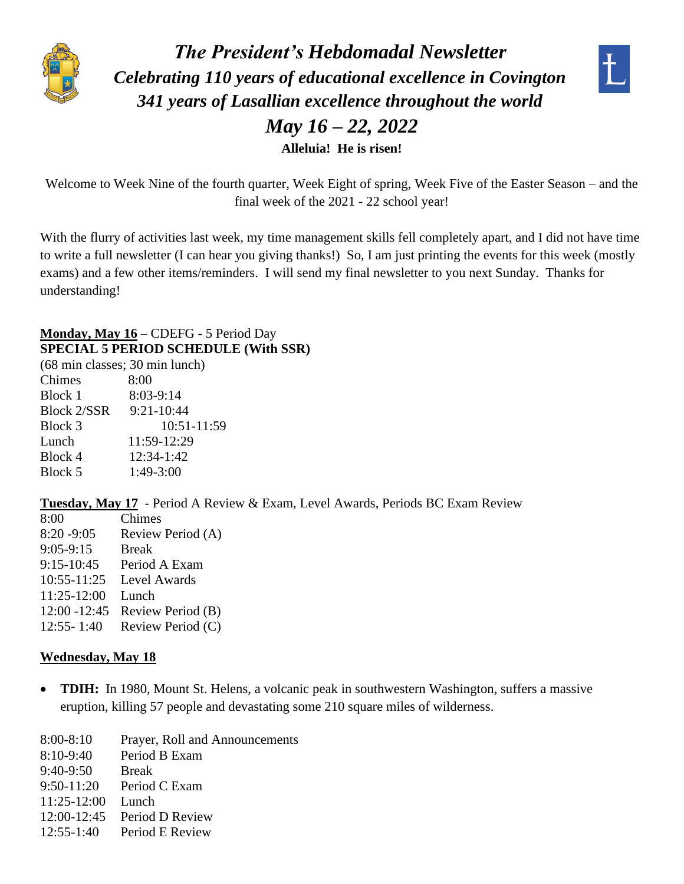# *The President's Hebdomadal Newsletter*

## *Celebrating 110 years of educational excellence in Covington*

## *341 years of Lasallian excellence throughout the world*

## *May 16 – 22, 2022*

**Alleluia! He is risen!**

Welcome to Week Nine of the fourth quarter, Week Eight of spring, Week Five of the Easter Season – and the final week of the 2021 - 22 school year!

With the flurry of activities last week, my time management skills fell completely apart, and I did not have time to write a full newsletter (I can hear you giving thanks!) So, I am just printing the events for this week (mostly exams) and a few other items/reminders. I will send my final newsletter to you next Sunday. Thanks for understanding!

**Monday, May 16** – CDEFG - 5 Period Day
**SPECIAL 5 PERIOD SCHEDULE (With SSR)**
(68 min classes; 30 min lunch)

| | |
|---|---|
| Chimes | 8:00 |
| Block 1 | 8:03-9:14 |
| Block 2/SSR | 9:21-10:44 |
| Block 3 | 10:51-11:59 |
| Lunch | 11:59-12:29 |
| Block 4 | 12:34-1:42 |
| Block 5 | 1:49-3:00 |

**Tuesday, May 17** - Period A Review & Exam, Level Awards, Periods BC Exam Review

| | |
|---|---|
| 8:00 | Chimes |
| 8:20 -9:05 | Review Period (A) |
| 9:05-9:15 | Break |
| 9:15-10:45 | Period A Exam |
| 10:55-11:25 | Level Awards |
| 11:25-12:00 | Lunch |
| 12:00 -12:45 | Review Period (B) |
| 12:55- 1:40 | Review Period (C) |

**Wednesday, May 18**

- **TDIH:** In 1980, Mount St. Helens, a volcanic peak in southwestern Washington, suffers a massive eruption, killing 57 people and devastating some 210 square miles of wilderness.

| | |
|---|---|
| 8:00-8:10 | Prayer, Roll and Announcements |
| 8:10-9:40 | Period B Exam |
| 9:40-9:50 | Break |
| 9:50-11:20 | Period C Exam |
| 11:25-12:00 | Lunch |
| 12:00-12:45 | Period D Review |
| 12:55-1:40 | Period E Review |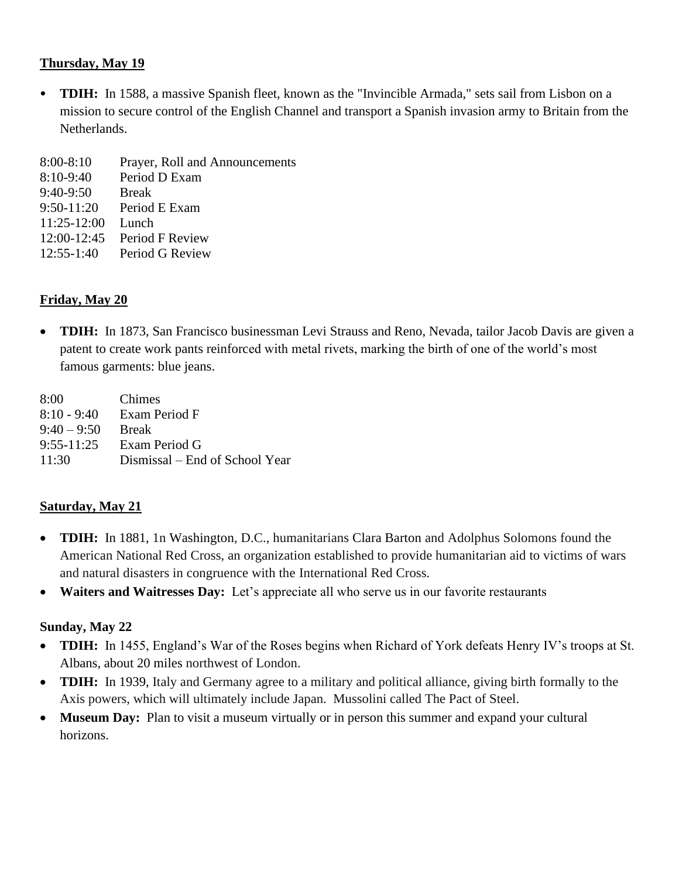**Thursday, May 19**

- **TDIH:** In 1588, a massive Spanish fleet, known as the "Invincible Armada," sets sail from Lisbon on a mission to secure control of the English Channel and transport a Spanish invasion army to Britain from the Netherlands.

| | |
|---|---|
| 8:00-8:10 | Prayer, Roll and Announcements |
| 8:10-9:40 | Period D Exam |
| 9:40-9:50 | Break |
| 9:50-11:20 | Period E Exam |
| 11:25-12:00 | Lunch |
| 12:00-12:45 | Period F Review |
| 12:55-1:40 | Period G Review |

**Friday, May 20**

- **TDIH:** In 1873, San Francisco businessman Levi Strauss and Reno, Nevada, tailor Jacob Davis are given a patent to create work pants reinforced with metal rivets, marking the birth of one of the world's most famous garments: blue jeans.

| | |
|---|---|
| 8:00 | Chimes |
| 8:10 - 9:40 | Exam Period F |
| 9:40 – 9:50 | Break |
| 9:55-11:25 | Exam Period G |
| 11:30 | Dismissal – End of School Year |

**Saturday, May 21**

- **TDIH:** In 1881, 1n Washington, D.C., humanitarians Clara Barton and Adolphus Solomons found the American National Red Cross, an organization established to provide humanitarian aid to victims of wars and natural disasters in congruence with the International Red Cross.
- **Waiters and Waitresses Day:** Let's appreciate all who serve us in our favorite restaurants

**Sunday, May 22**

- **TDIH:** In 1455, England's War of the Roses begins when Richard of York defeats Henry IV's troops at St. Albans, about 20 miles northwest of London.
- **TDIH:** In 1939, Italy and Germany agree to a military and political alliance, giving birth formally to the Axis powers, which will ultimately include Japan. Mussolini called The Pact of Steel.
- **Museum Day:** Plan to visit a museum virtually or in person this summer and expand your cultural horizons.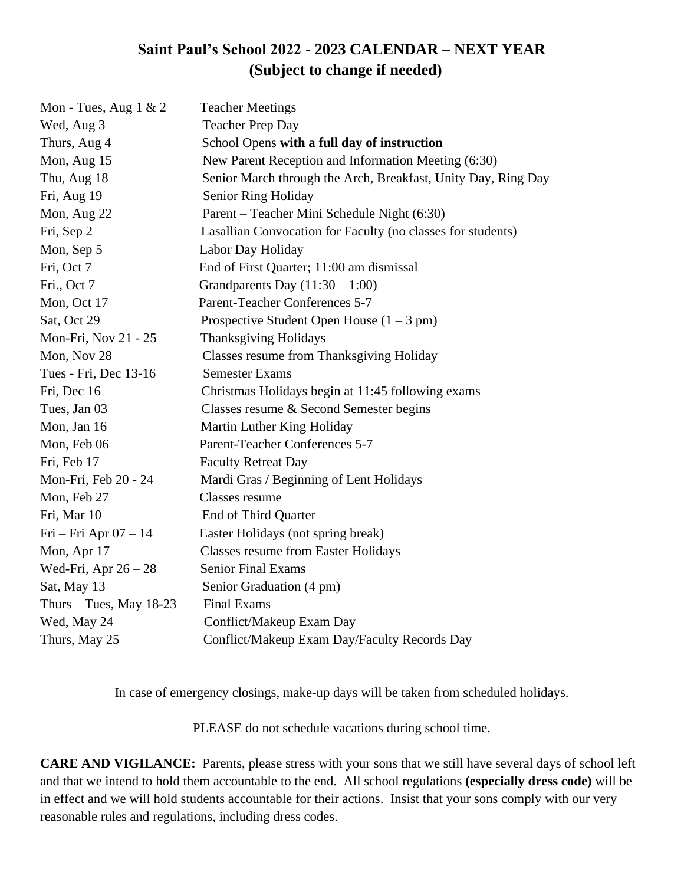## Saint Paul's School 2022 - 2023 CALENDAR – NEXT YEAR
## (Subject to change if needed)

| | |
|---|---|
| Mon - Tues, Aug 1 & 2 | Teacher Meetings |
| Wed, Aug 3 | Teacher Prep Day |
| Thurs, Aug 4 | School Opens **with a full day of instruction** |
| Mon, Aug 15 | New Parent Reception and Information Meeting (6:30) |
| Thu, Aug 18 | Senior March through the Arch, Breakfast, Unity Day, Ring Day |
| Fri, Aug 19 | Senior Ring Holiday |
| Mon, Aug 22 | Parent – Teacher Mini Schedule Night (6:30) |
| Fri, Sep 2 | Lasallian Convocation for Faculty (no classes for students) |
| Mon, Sep 5 | Labor Day Holiday |
| Fri, Oct 7 | End of First Quarter; 11:00 am dismissal |
| Fri., Oct 7 | Grandparents Day (11:30 – 1:00) |
| Mon, Oct 17 | Parent-Teacher Conferences 5-7 |
| Sat, Oct 29 | Prospective Student Open House (1 – 3 pm) |
| Mon-Fri, Nov 21 - 25 | Thanksgiving Holidays |
| Mon, Nov 28 | Classes resume from Thanksgiving Holiday |
| Tues - Fri, Dec 13-16 | Semester Exams |
| Fri, Dec 16 | Christmas Holidays begin at 11:45 following exams |
| Tues, Jan 03 | Classes resume & Second Semester begins |
| Mon, Jan 16 | Martin Luther King Holiday |
| Mon, Feb 06 | Parent-Teacher Conferences 5-7 |
| Fri, Feb 17 | Faculty Retreat Day |
| Mon-Fri, Feb 20 - 24 | Mardi Gras / Beginning of Lent Holidays |
| Mon, Feb 27 | Classes resume |
| Fri, Mar 10 | End of Third Quarter |
| Fri – Fri Apr 07 – 14 | Easter Holidays (not spring break) |
| Mon, Apr 17 | Classes resume from Easter Holidays |
| Wed-Fri, Apr 26 – 28 | Senior Final Exams |
| Sat, May 13 | Senior Graduation (4 pm) |
| Thurs – Tues, May 18-23 | Final Exams |
| Wed, May 24 | Conflict/Makeup Exam Day |
| Thurs, May 25 | Conflict/Makeup Exam Day/Faculty Records Day |

In case of emergency closings, make-up days will be taken from scheduled holidays.

PLEASE do not schedule vacations during school time.

**CARE AND VIGILANCE:** Parents, please stress with your sons that we still have several days of school left and that we intend to hold them accountable to the end. All school regulations **(especially dress code)** will be in effect and we will hold students accountable for their actions. Insist that your sons comply with our very reasonable rules and regulations, including dress codes.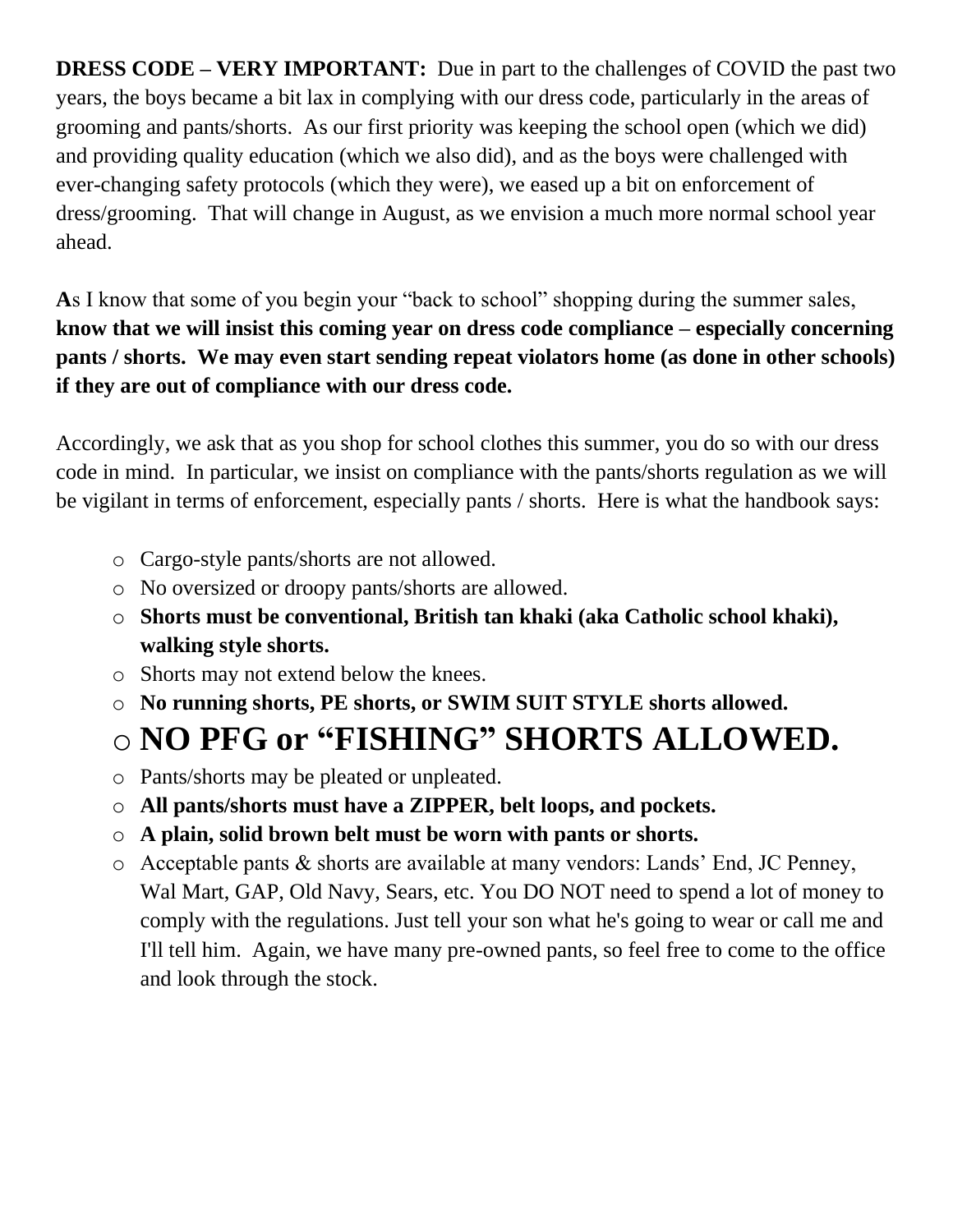**DRESS CODE – VERY IMPORTANT:** Due in part to the challenges of COVID the past two years, the boys became a bit lax in complying with our dress code, particularly in the areas of grooming and pants/shorts. As our first priority was keeping the school open (which we did) and providing quality education (which we also did), and as the boys were challenged with ever-changing safety protocols (which they were), we eased up a bit on enforcement of dress/grooming. That will change in August, as we envision a much more normal school year ahead.

**A**s I know that some of you begin your "back to school" shopping during the summer sales, **know that we will insist this coming year on dress code compliance – especially concerning pants / shorts. We may even start sending repeat violators home (as done in other schools) if they are out of compliance with our dress code.**

Accordingly, we ask that as you shop for school clothes this summer, you do so with our dress code in mind. In particular, we insist on compliance with the pants/shorts regulation as we will be vigilant in terms of enforcement, especially pants / shorts. Here is what the handbook says:

- Cargo-style pants/shorts are not allowed.
- No oversized or droopy pants/shorts are allowed.
- **Shorts must be conventional, British tan khaki (aka Catholic school khaki), walking style shorts.**
- Shorts may not extend below the knees.
- **No running shorts, PE shorts, or SWIM SUIT STYLE shorts allowed.**
- **NO PFG or "FISHING" SHORTS ALLOWED.**
- Pants/shorts may be pleated or unpleated.
- **All pants/shorts must have a ZIPPER, belt loops, and pockets.**
- **A plain, solid brown belt must be worn with pants or shorts.**
- Acceptable pants & shorts are available at many vendors: Lands' End, JC Penney, Wal Mart, GAP, Old Navy, Sears, etc. You DO NOT need to spend a lot of money to comply with the regulations. Just tell your son what he's going to wear or call me and I'll tell him. Again, we have many pre-owned pants, so feel free to come to the office and look through the stock.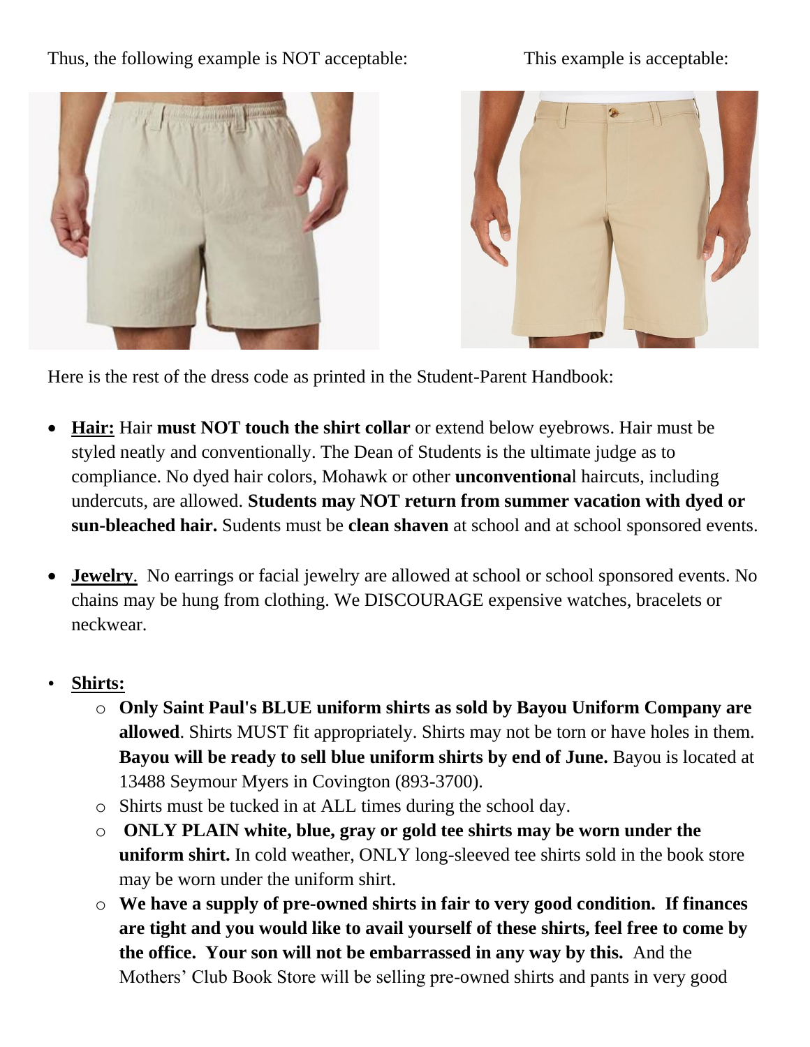Thus, the following example is NOT acceptable: This example is acceptable:

Here is the rest of the dress code as printed in the Student-Parent Handbook:

- **Hair:** Hair **must NOT touch the shirt collar** or extend below eyebrows. Hair must be styled neatly and conventionally. The Dean of Students is the ultimate judge as to compliance. No dyed hair colors, Mohawk or other **unconventiona**l haircuts, including undercuts, are allowed. **Students may NOT return from summer vacation with dyed or sun-bleached hair.** Sudents must be **clean shaven** at school and at school sponsored events.

- **Jewelry**. No earrings or facial jewelry are allowed at school or school sponsored events. No chains may be hung from clothing. We DISCOURAGE expensive watches, bracelets or neckwear.

- **Shirts:**
  - **Only Saint Paul's BLUE uniform shirts as sold by Bayou Uniform Company are allowed**. Shirts MUST fit appropriately. Shirts may not be torn or have holes in them. **Bayou will be ready to sell blue uniform shirts by end of June.** Bayou is located at 13488 Seymour Myers in Covington (893-3700).
  - Shirts must be tucked in at ALL times during the school day.
  - **ONLY PLAIN white, blue, gray or gold tee shirts may be worn under the uniform shirt.** In cold weather, ONLY long-sleeved tee shirts sold in the book store may be worn under the uniform shirt.
  - **We have a supply of pre-owned shirts in fair to very good condition. If finances are tight and you would like to avail yourself of these shirts, feel free to come by the office. Your son will not be embarrassed in any way by this.** And the Mothers' Club Book Store will be selling pre-owned shirts and pants in very good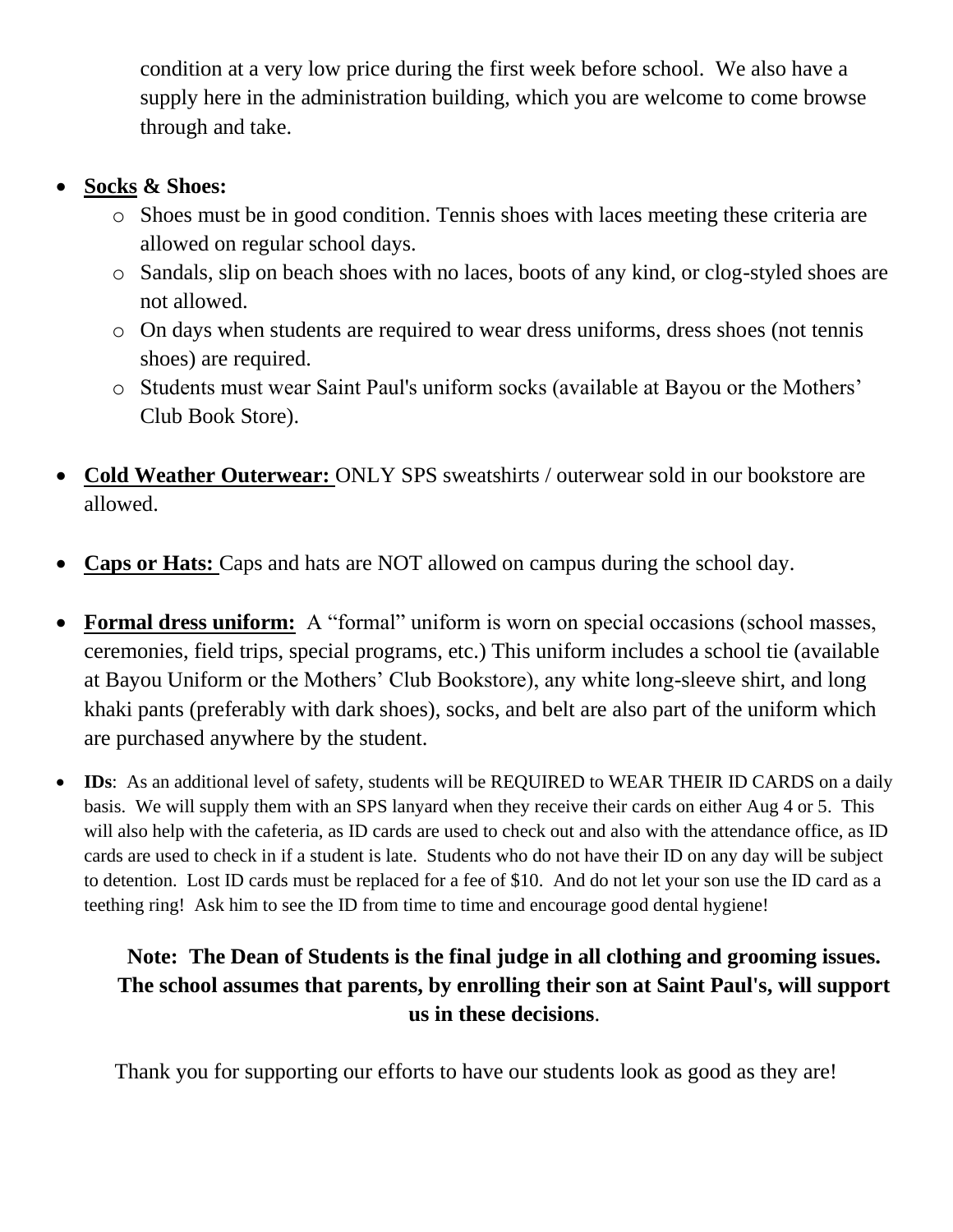condition at a very low price during the first week before school. We also have a supply here in the administration building, which you are welcome to come browse through and take.

- **Socks & Shoes:**
  - Shoes must be in good condition. Tennis shoes with laces meeting these criteria are allowed on regular school days.
  - Sandals, slip on beach shoes with no laces, boots of any kind, or clog-styled shoes are not allowed.
  - On days when students are required to wear dress uniforms, dress shoes (not tennis shoes) are required.
  - Students must wear Saint Paul's uniform socks (available at Bayou or the Mothers' Club Book Store).

- **Cold Weather Outerwear:** ONLY SPS sweatshirts / outerwear sold in our bookstore are allowed.

- **Caps or Hats:** Caps and hats are NOT allowed on campus during the school day.

- **Formal dress uniform:** A "formal" uniform is worn on special occasions (school masses, ceremonies, field trips, special programs, etc.) This uniform includes a school tie (available at Bayou Uniform or the Mothers' Club Bookstore), any white long-sleeve shirt, and long khaki pants (preferably with dark shoes), socks, and belt are also part of the uniform which are purchased anywhere by the student.

- **IDs**: As an additional level of safety, students will be REQUIRED to WEAR THEIR ID CARDS on a daily basis. We will supply them with an SPS lanyard when they receive their cards on either Aug 4 or 5. This will also help with the cafeteria, as ID cards are used to check out and also with the attendance office, as ID cards are used to check in if a student is late. Students who do not have their ID on any day will be subject to detention. Lost ID cards must be replaced for a fee of $10. And do not let your son use the ID card as a teething ring! Ask him to see the ID from time to time and encourage good dental hygiene!

**Note: The Dean of Students is the final judge in all clothing and grooming issues. The school assumes that parents, by enrolling their son at Saint Paul's, will support us in these decisions**.

Thank you for supporting our efforts to have our students look as good as they are!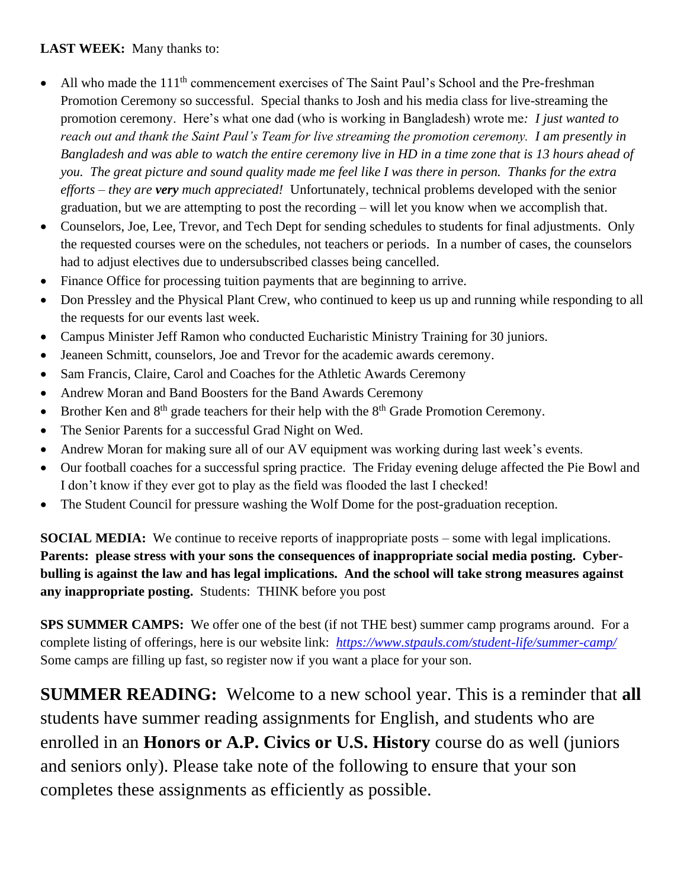**LAST WEEK:** Many thanks to:

- All who made the 111th commencement exercises of The Saint Paul's School and the Pre-freshman Promotion Ceremony so successful. Special thanks to Josh and his media class for live-streaming the promotion ceremony. Here's what one dad (who is working in Bangladesh) wrote me*: I just wanted to reach out and thank the Saint Paul's Team for live streaming the promotion ceremony. I am presently in Bangladesh and was able to watch the entire ceremony live in HD in a time zone that is 13 hours ahead of you. The great picture and sound quality made me feel like I was there in person. Thanks for the extra efforts – they are **very** much appreciated!* Unfortunately, technical problems developed with the senior graduation, but we are attempting to post the recording – will let you know when we accomplish that.
- Counselors, Joe, Lee, Trevor, and Tech Dept for sending schedules to students for final adjustments. Only the requested courses were on the schedules, not teachers or periods. In a number of cases, the counselors had to adjust electives due to undersubscribed classes being cancelled.
- Finance Office for processing tuition payments that are beginning to arrive.
- Don Pressley and the Physical Plant Crew, who continued to keep us up and running while responding to all the requests for our events last week.
- Campus Minister Jeff Ramon who conducted Eucharistic Ministry Training for 30 juniors.
- Jeaneen Schmitt, counselors, Joe and Trevor for the academic awards ceremony.
- Sam Francis, Claire, Carol and Coaches for the Athletic Awards Ceremony
- Andrew Moran and Band Boosters for the Band Awards Ceremony
- Brother Ken and 8th grade teachers for their help with the 8th Grade Promotion Ceremony.
- The Senior Parents for a successful Grad Night on Wed.
- Andrew Moran for making sure all of our AV equipment was working during last week's events.
- Our football coaches for a successful spring practice. The Friday evening deluge affected the Pie Bowl and I don't know if they ever got to play as the field was flooded the last I checked!
- The Student Council for pressure washing the Wolf Dome for the post-graduation reception.

**SOCIAL MEDIA:** We continue to receive reports of inappropriate posts – some with legal implications. **Parents: please stress with your sons the consequences of inappropriate social media posting. Cyber-bulling is against the law and has legal implications. And the school will take strong measures against any inappropriate posting.** Students: THINK before you post

**SPS SUMMER CAMPS:** We offer one of the best (if not THE best) summer camp programs around. For a complete listing of offerings, here is our website link: *https://www.stpauls.com/student-life/summer-camp/* Some camps are filling up fast, so register now if you want a place for your son.

**SUMMER READING:** Welcome to a new school year. This is a reminder that **all** students have summer reading assignments for English, and students who are enrolled in an **Honors or A.P. Civics or U.S. History** course do as well (juniors and seniors only). Please take note of the following to ensure that your son completes these assignments as efficiently as possible.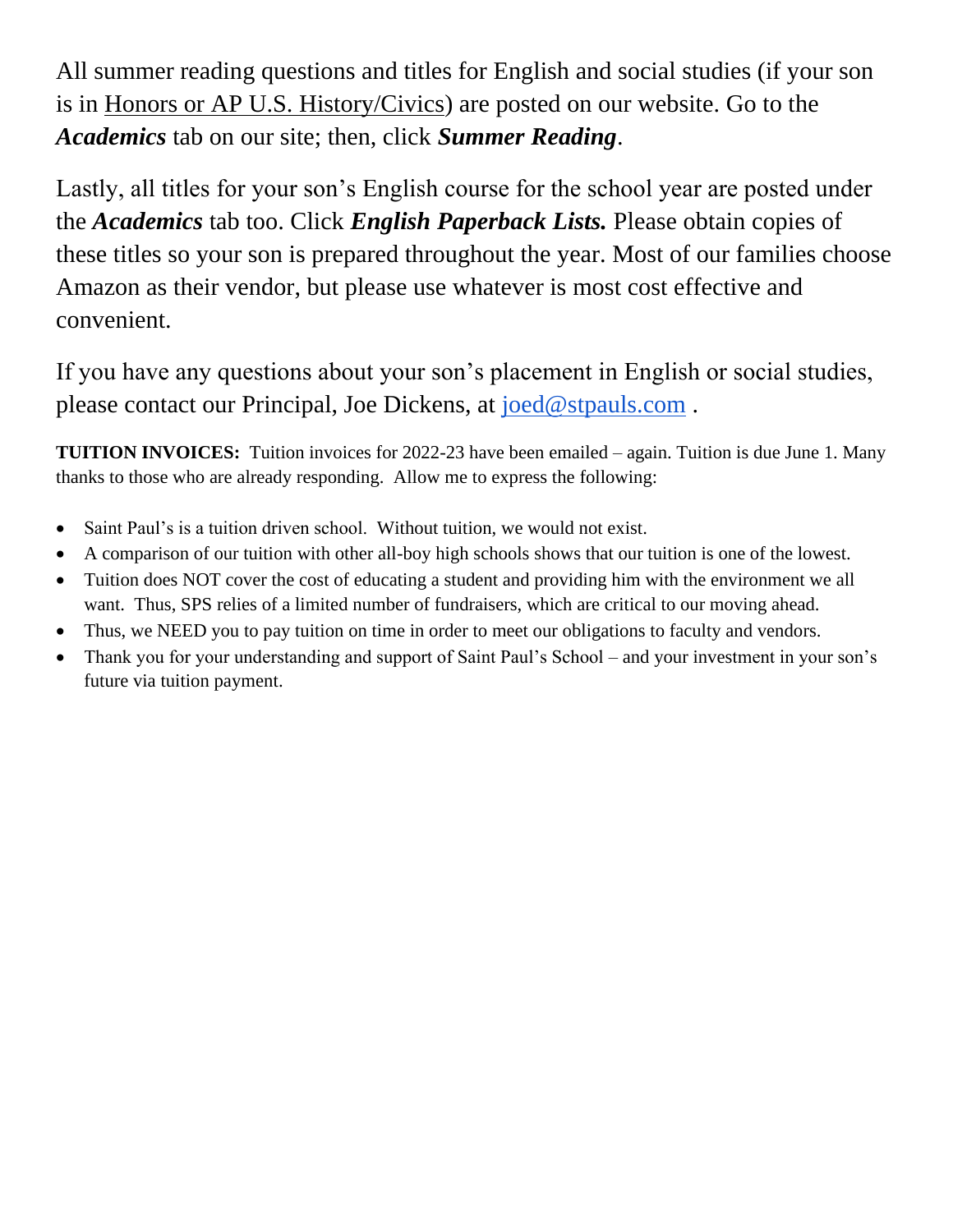All summer reading questions and titles for English and social studies (if your son is in Honors or AP U.S. History/Civics) are posted on our website. Go to the ***Academics*** tab on our site; then, click ***Summer Reading***.

Lastly, all titles for your son's English course for the school year are posted under the ***Academics*** tab too. Click ***English Paperback Lists.*** Please obtain copies of these titles so your son is prepared throughout the year. Most of our families choose Amazon as their vendor, but please use whatever is most cost effective and convenient.

If you have any questions about your son's placement in English or social studies, please contact our Principal, Joe Dickens, at joed@stpauls.com .

**TUITION INVOICES:** Tuition invoices for 2022-23 have been emailed – again. Tuition is due June 1. Many thanks to those who are already responding. Allow me to express the following:

- Saint Paul's is a tuition driven school. Without tuition, we would not exist.
- A comparison of our tuition with other all-boy high schools shows that our tuition is one of the lowest.
- Tuition does NOT cover the cost of educating a student and providing him with the environment we all want. Thus, SPS relies of a limited number of fundraisers, which are critical to our moving ahead.
- Thus, we NEED you to pay tuition on time in order to meet our obligations to faculty and vendors.
- Thank you for your understanding and support of Saint Paul's School – and your investment in your son's future via tuition payment.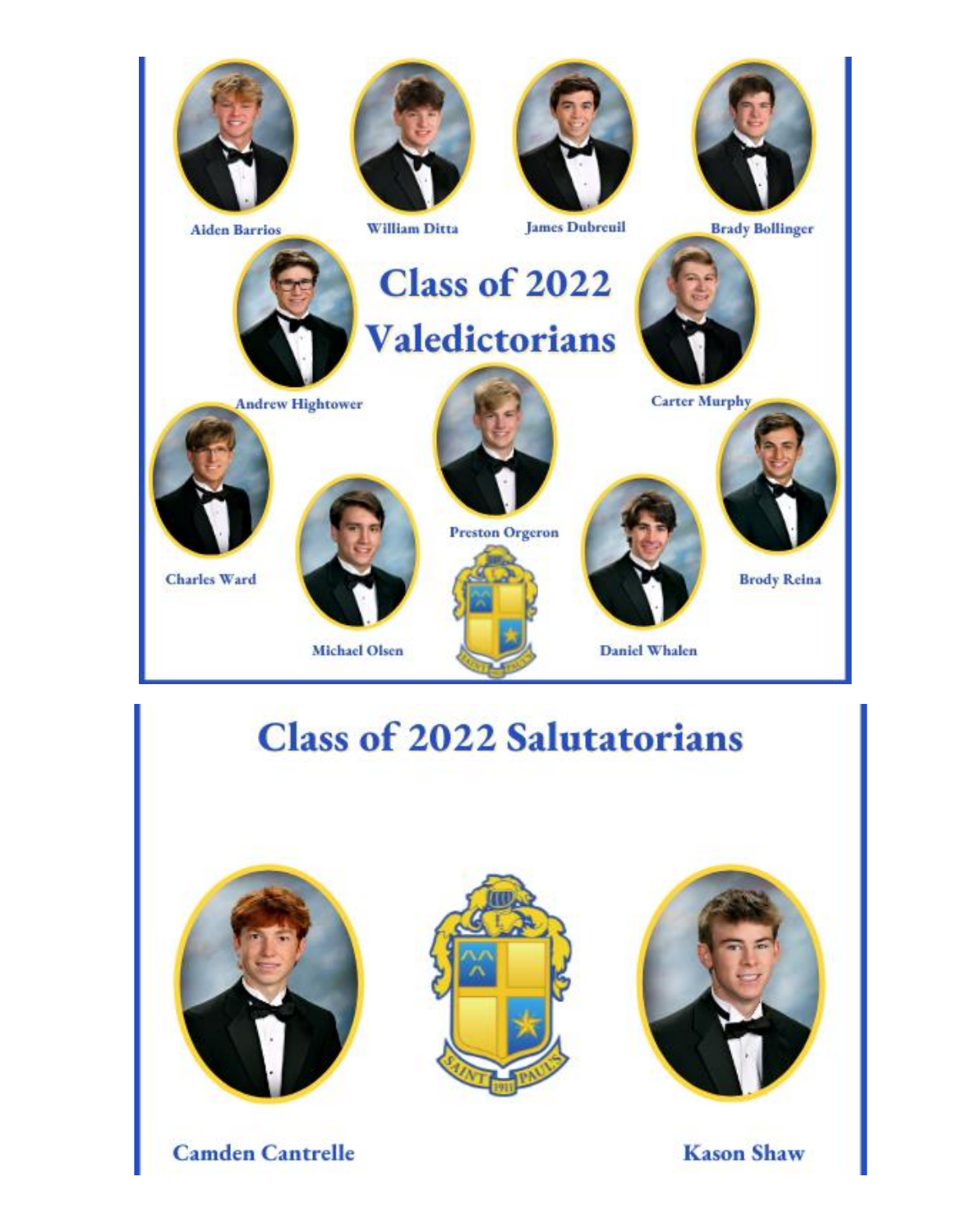# Class of 2022 Valedictorians

Aiden Barrios

William Ditta

James Dubreuil

Brady Bollinger

Andrew Hightower

Carter Murphy

Charles Ward

Preston Orgeron

Brody Reina

Michael Olsen

Daniel Whalen

# Class of 2022 Salutatorians

Camden Cantrelle

Kason Shaw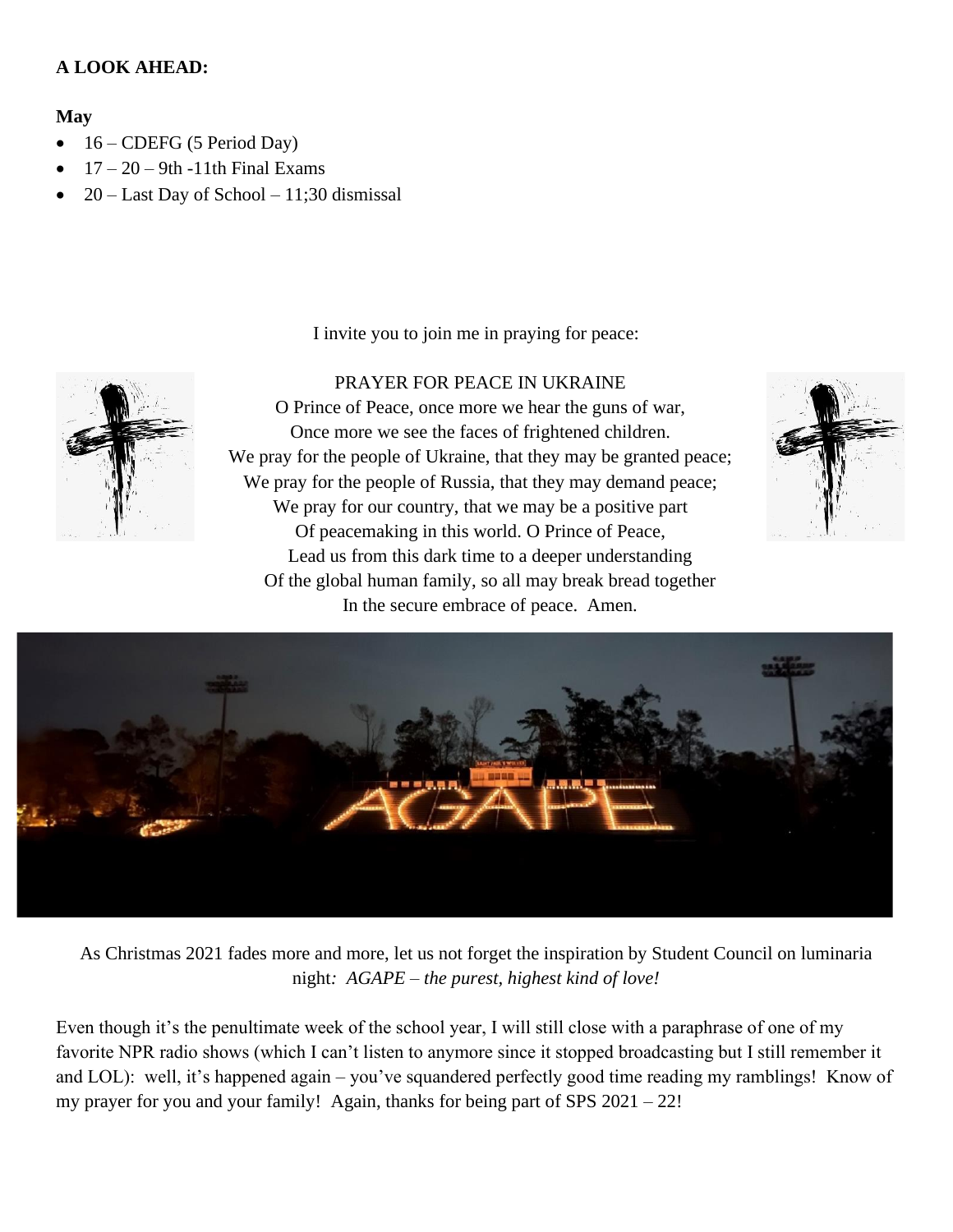**A LOOK AHEAD:**

**May**

- 16 – CDEFG (5 Period Day)
- 17 – 20 – 9th -11th Final Exams
- 20 – Last Day of School – 11;30 dismissal

I invite you to join me in praying for peace:

PRAYER FOR PEACE IN UKRAINE
O Prince of Peace, once more we hear the guns of war,
Once more we see the faces of frightened children.
We pray for the people of Ukraine, that they may be granted peace;
We pray for the people of Russia, that they may demand peace;
We pray for our country, that we may be a positive part
Of peacemaking in this world. O Prince of Peace,
Lead us from this dark time to a deeper understanding
Of the global human family, so all may break bread together
In the secure embrace of peace. Amen.

As Christmas 2021 fades more and more, let us not forget the inspiration by Student Council on luminaria night*: AGAPE – the purest, highest kind of love!*

Even though it's the penultimate week of the school year, I will still close with a paraphrase of one of my favorite NPR radio shows (which I can't listen to anymore since it stopped broadcasting but I still remember it and LOL): well, it's happened again – you've squandered perfectly good time reading my ramblings! Know of my prayer for you and your family! Again, thanks for being part of SPS 2021 – 22!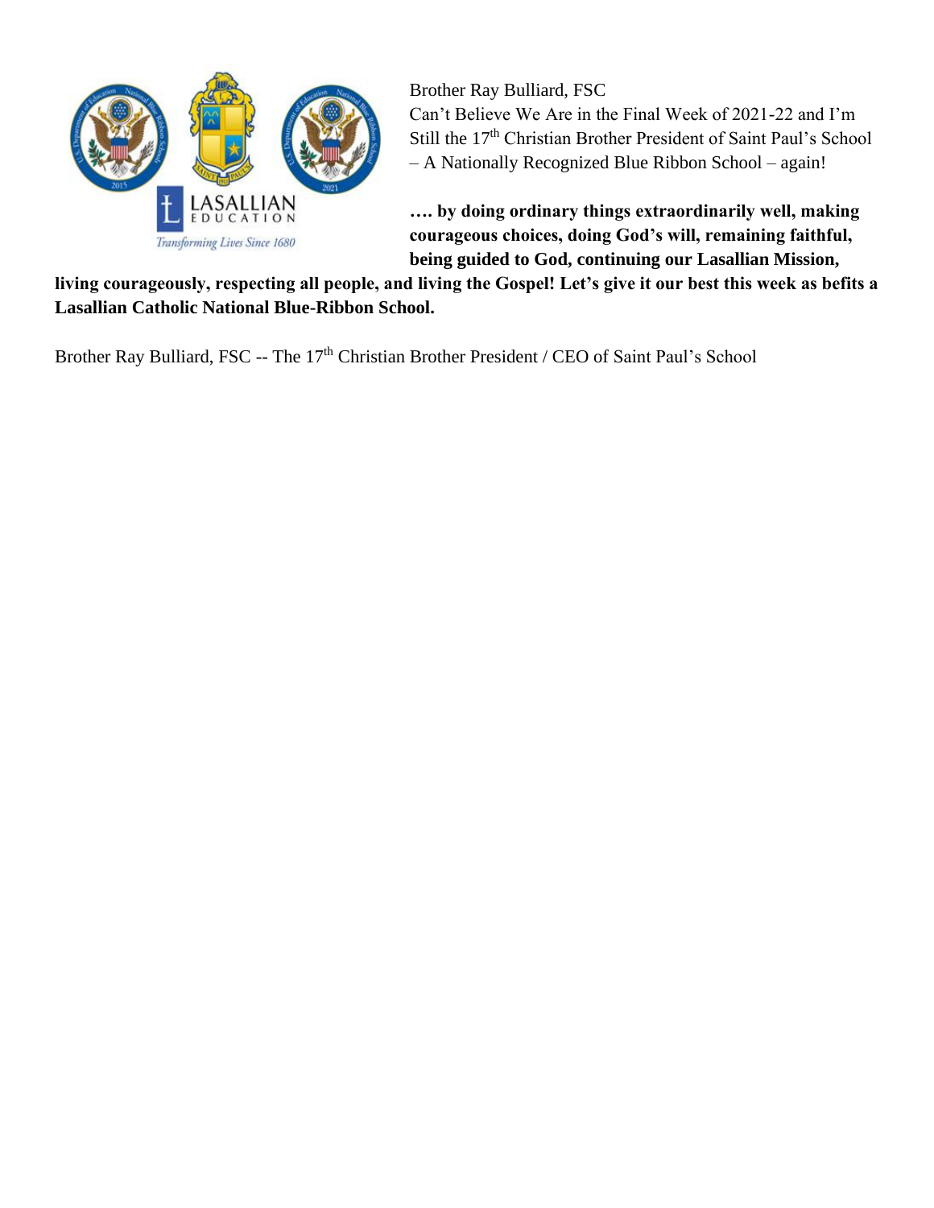Brother Ray Bulliard, FSC
Can't Believe We Are in the Final Week of 2021-22 and I'm Still the 17th Christian Brother President of Saint Paul's School – A Nationally Recognized Blue Ribbon School – again!

**…. by doing ordinary things extraordinarily well, making courageous choices, doing God's will, remaining faithful, being guided to God, continuing our Lasallian Mission, living courageously, respecting all people, and living the Gospel! Let's give it our best this week as befits a Lasallian Catholic National Blue-Ribbon School.**

Brother Ray Bulliard, FSC -- The 17th Christian Brother President / CEO of Saint Paul's School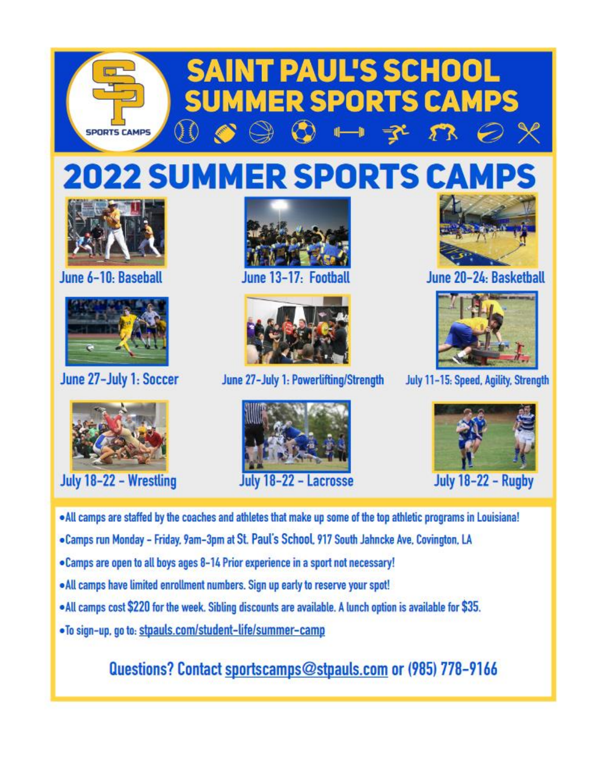# SAINT PAUL'S SCHOOL SUMMER SPORTS CAMPS

SPORTS CAMPS

## 2022 SUMMER SPORTS CAMPS

June 6-10: Baseball

June 13-17: Football

June 20-24: Basketball

June 27-July 1: Soccer

June 27-July 1: Powerlifting/Strength

July 11-15: Speed, Agility, Strength

July 18-22 - Wrestling

July 18-22 - Lacrosse

July 18-22 - Rugby

- All camps are staffed by the coaches and athletes that make up some of the top athletic programs in Louisiana!
- Camps run Monday - Friday, 9am-3pm at St. Paul's School, 917 South Jahncke Ave, Covington, LA
- Camps are open to all boys ages 8-14 Prior experience in a sport not necessary!
- All camps have limited enrollment numbers. Sign up early to reserve your spot!
- All camps cost $220 for the week. Sibling discounts are available. A lunch option is available for $35.
- To sign-up, go to: stpauls.com/student-life/summer-camp

**Questions? Contact sportscamps@stpauls.com or (985) 778-9166**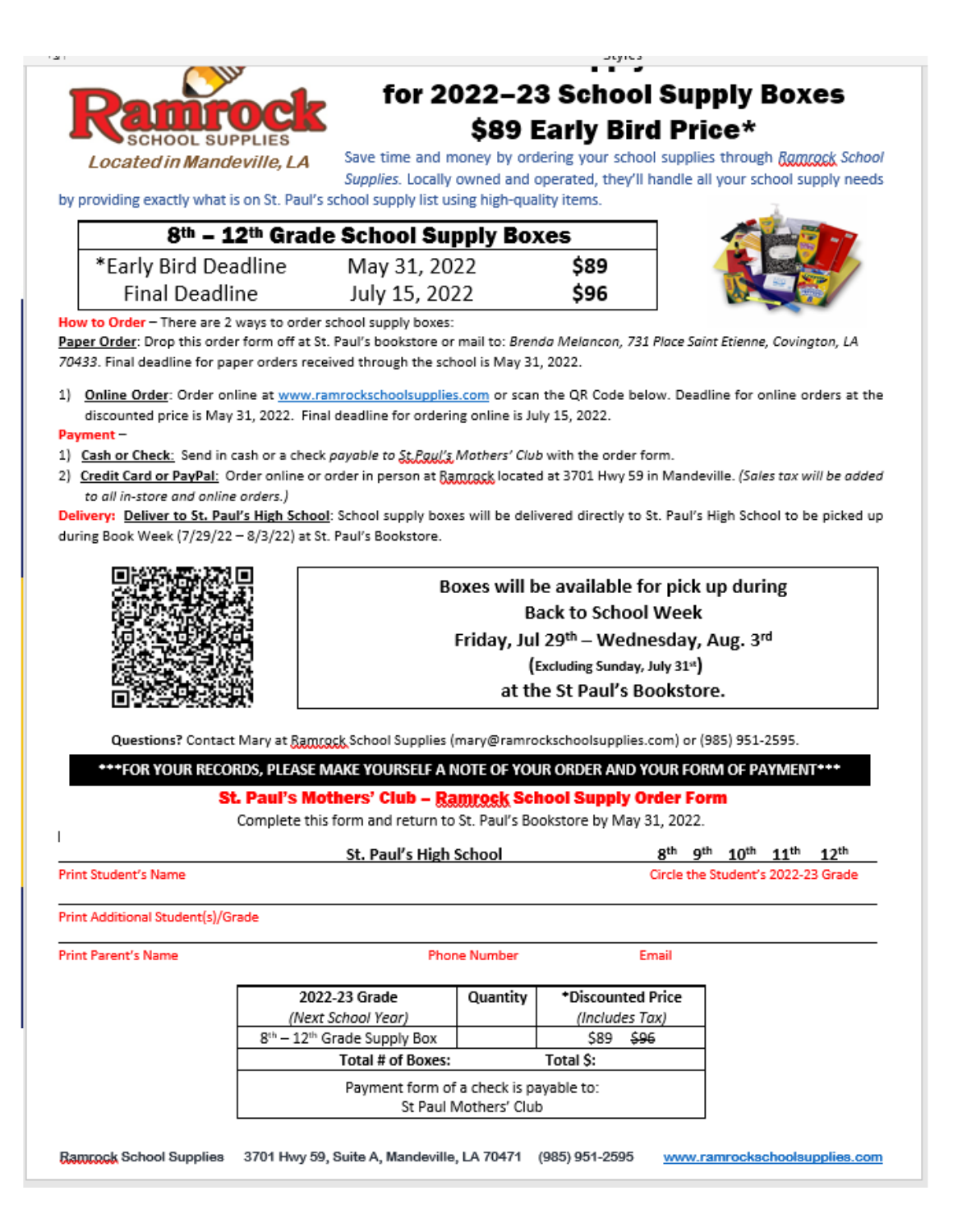Ramrock SCHOOL SUPPLIES

*Located in Mandeville, LA*

# for 2022–23 School Supply Boxes
# $89 Early Bird Price*

Save time and money by ordering your school supplies through *Ramrock School Supplies*. Locally owned and operated, they'll handle all your school supply needs by providing exactly what is on St. Paul's school supply list using high-quality items.

| 8th – 12th Grade School Supply Boxes | | |
|---|---|---|
| *Early Bird Deadline | May 31, 2022 | $89 |
| Final Deadline | July 15, 2022 | $96 |

**How to Order** – There are 2 ways to order school supply boxes:

**Paper Order**: Drop this order form off at St. Paul's bookstore or mail to: *Brenda Melancon, 731 Place Saint Etienne, Covington, LA 70433*. Final deadline for paper orders received through the school is May 31, 2022.

1) **Online Order**: Order online at www.ramrockschoolsupplies.com or scan the QR Code below. Deadline for online orders at the discounted price is May 31, 2022. Final deadline for ordering online is July 15, 2022.

**Payment** –

1) **Cash or Check:** Send in cash or a check *payable to St Paul's Mothers' Club* with the order form.
2) **Credit Card or PayPal:** Order online or order in person at Ramrock located at 3701 Hwy 59 in Mandeville. *(Sales tax will be added to all in-store and online orders.)*

**Delivery:** **Deliver to St. Paul's High School**: School supply boxes will be delivered directly to St. Paul's High School to be picked up during Book Week (7/29/22 – 8/3/22) at St. Paul's Bookstore.

Boxes will be available for pick up during
Back to School Week
Friday, Jul 29th – Wednesday, Aug. 3rd
(Excluding Sunday, July 31st)
at the St Paul's Bookstore.

**Questions?** Contact Mary at Ramrock School Supplies (mary@ramrockschoolsupplies.com) or (985) 951-2595.

**\*\*\*FOR YOUR RECORDS, PLEASE MAKE YOURSELF A NOTE OF YOUR ORDER AND YOUR FORM OF PAYMENT\*\*\***

## St. Paul's Mothers' Club – Ramrock School Supply Order Form

Complete this form and return to St. Paul's Bookstore by May 31, 2022.

Print Student's Name ______ St. Paul's High School ______ 8th 9th 10th 11th 12th (Circle the Student's 2022-23 Grade)

Print Additional Student(s)/Grade ______________________________

Print Parent's Name ______ Phone Number ______ Email ______

| 2022-23 Grade *(Next School Year)* | Quantity | *Discounted Price *(Includes Tax)* |
|---|---|---|
| 8th – 12th Grade Supply Box | | $89 ~~$96~~ |
| Total # of Boxes: | | Total $: |
| Payment form of a check is payable to: St Paul Mothers' Club | | |

Ramrock School Supplies 3701 Hwy 59, Suite A, Mandeville, LA 70471 (985) 951-2595 www.ramrockschoolsupplies.com